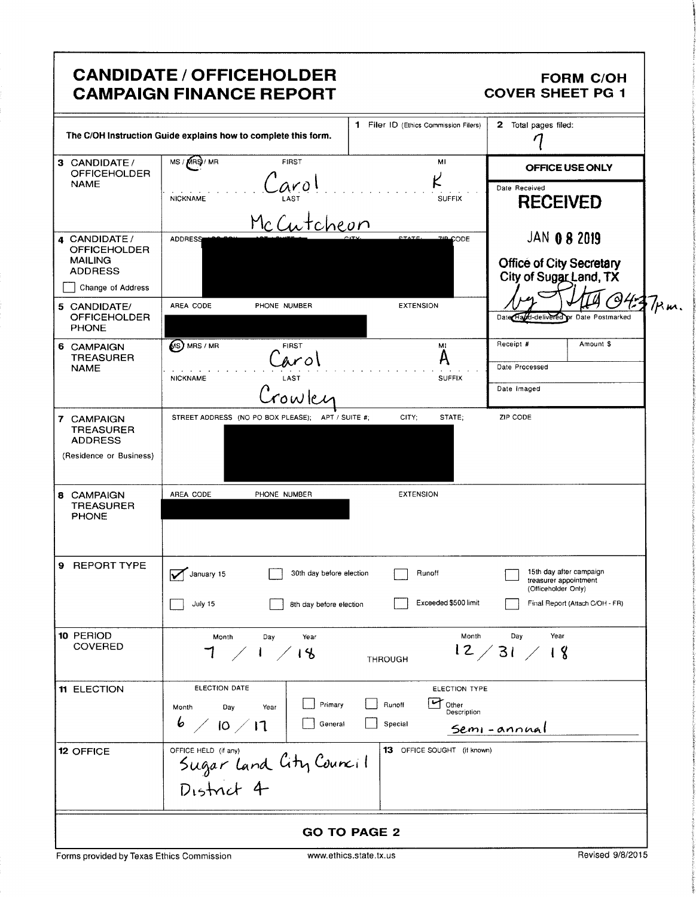# CANDIDATE / OFFICEHOLDER CAMPAIGN FINANCE REPORT

**FORM C/OH**
**COVER SHEET PG 1**

The C/OH Instruction Guide explains how to complete this form.

| | | |
|---|---|---|
| **1** Filer ID (Ethics Commission Filers) | | **2** Total pages filed: 7 |

| Field | Information |
|---|---|
| **3 CANDIDATE / OFFICEHOLDER NAME** | MS / MRS / MR: MRS; FIRST: Carol; MI: K; NICKNAME: ; LAST: McCutcheon; SUFFIX: |
| **4 CANDIDATE / OFFICEHOLDER MAILING ADDRESS** ☐ Change of Address | ADDRESS / PO BOX; APT / SUITE #; CITY; STATE; ZIP CODE: [redacted] |
| **5 CANDIDATE/ OFFICEHOLDER PHONE** | AREA CODE; PHONE NUMBER: [redacted]; EXTENSION: |
| **6 CAMPAIGN TREASURER NAME** | MS / MRS / MR: MS; FIRST: Carol; MI: A; NICKNAME: ; LAST: Crowley; SUFFIX: |
| **7 CAMPAIGN TREASURER ADDRESS** (Residence or Business) | STREET ADDRESS (NO PO BOX PLEASE); APT / SUITE #; CITY; STATE; ZIP CODE: [redacted] |
| **8 CAMPAIGN TREASURER PHONE** | AREA CODE; PHONE NUMBER: [redacted]; EXTENSION: |

**OFFICE USE ONLY**

Date Received: **RECEIVED** JAN 08 2019 Office of City Secretary City of Sugar Land, TX by [signature] @ 4:37 p.m.

Date Hand-delivered or Date Postmarked

| Receipt # | Amount $ |
|---|---|
| Date Processed | |
| Date Imaged | |

**9 REPORT TYPE**

- ☑ January 15
- ☐ July 15
- ☐ 30th day before election
- ☐ 8th day before election
- ☐ Runoff
- ☐ Exceeded $500 limit
- ☐ 15th day after campaign treasurer appointment (Officeholder Only)
- ☐ Final Report (Attach C/OH - FR)

**10 PERIOD COVERED**

Month / Day / Year: 7 / 1 / 18 THROUGH Month / Day / Year: 12 / 31 / 18

**11 ELECTION**

ELECTION DATE: Month / Day / Year: 6 / 10 / 17

ELECTION TYPE:
- ☐ Primary
- ☐ General
- ☐ Runoff
- ☐ Special
- ☑ Other Description: Semi-annual

**12 OFFICE**

OFFICE HELD (if any): Sugar Land City Council District 4

**13** OFFICE SOUGHT (if known):

**GO TO PAGE 2**

Forms provided by Texas Ethics Commission www.ethics.state.tx.us Revised 9/8/2015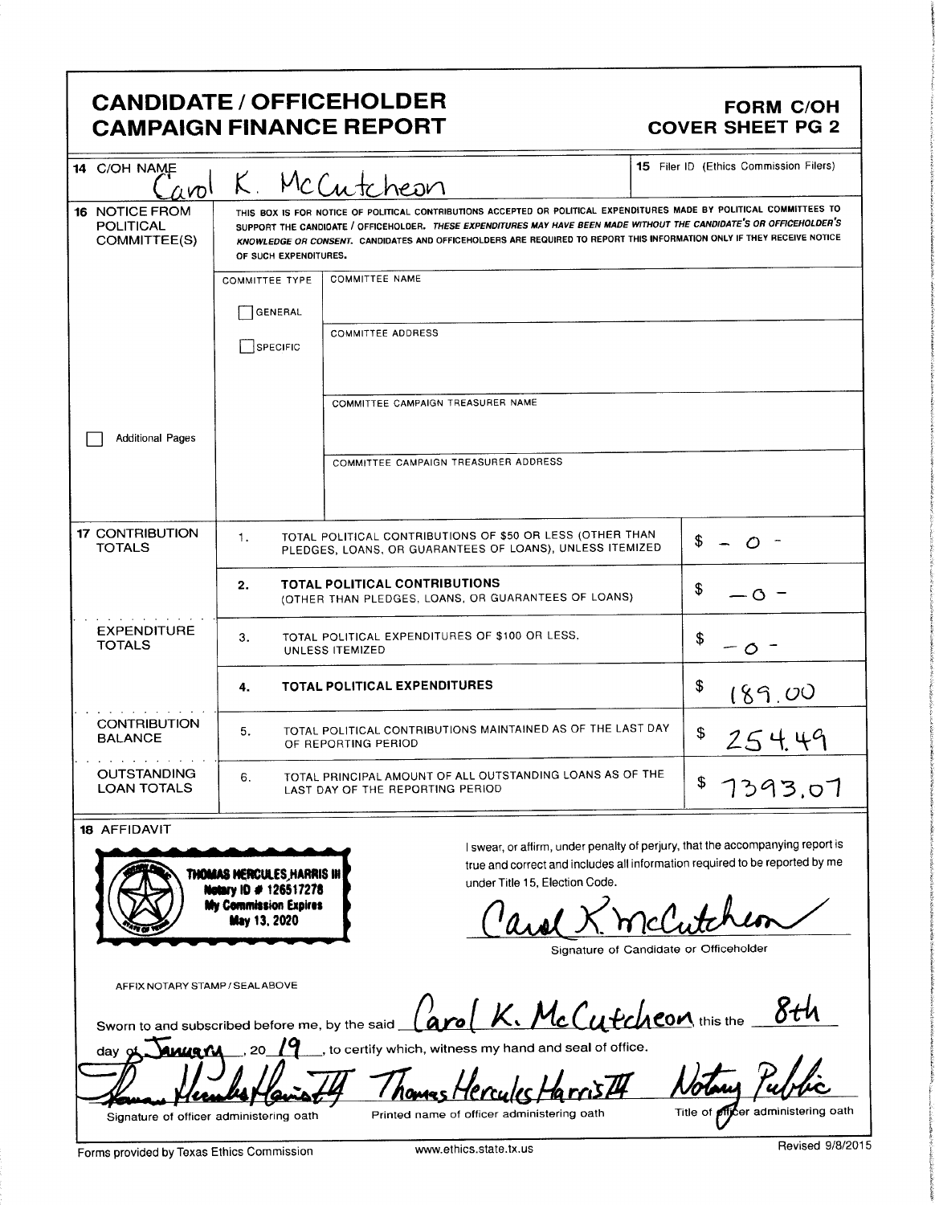# CANDIDATE / OFFICEHOLDER CAMPAIGN FINANCE REPORT

## FORM C/OH COVER SHEET PG 2

**14** C/OH NAME: Carol K. McCutcheon

**15** Filer ID (Ethics Commission Filers):

**16** NOTICE FROM POLITICAL COMMITTEE(S)

THIS BOX IS FOR NOTICE OF POLITICAL CONTRIBUTIONS ACCEPTED OR POLITICAL EXPENDITURES MADE BY POLITICAL COMMITTEES TO SUPPORT THE CANDIDATE / OFFICEHOLDER. *THESE EXPENDITURES MAY HAVE BEEN MADE WITHOUT THE CANDIDATE'S OR OFFICEHOLDER'S KNOWLEDGE OR CONSENT.* CANDIDATES AND OFFICEHOLDERS ARE REQUIRED TO REPORT THIS INFORMATION ONLY IF THEY RECEIVE NOTICE OF SUCH EXPENDITURES.

| COMMITTEE TYPE | |
|---|---|
| ☐ GENERAL | COMMITTEE NAME: |
| ☐ SPECIFIC | COMMITTEE ADDRESS: |
| | COMMITTEE CAMPAIGN TREASURER NAME: |
| | COMMITTEE CAMPAIGN TREASURER ADDRESS: |

☐ Additional Pages

| Section | No. | Description | Amount |
|---|---|---|---|
| **17** CONTRIBUTION TOTALS | 1. | TOTAL POLITICAL CONTRIBUTIONS OF $50 OR LESS (OTHER THAN PLEDGES, LOANS, OR GUARANTEES OF LOANS), UNLESS ITEMIZED | $ -0- |
| | 2. | **TOTAL POLITICAL CONTRIBUTIONS** (OTHER THAN PLEDGES, LOANS, OR GUARANTEES OF LOANS) | $ -0- |
| EXPENDITURE TOTALS | 3. | TOTAL POLITICAL EXPENDITURES OF $100 OR LESS, UNLESS ITEMIZED | $ -0- |
| | 4. | **TOTAL POLITICAL EXPENDITURES** | $ 189.00 |
| CONTRIBUTION BALANCE | 5. | TOTAL POLITICAL CONTRIBUTIONS MAINTAINED AS OF THE LAST DAY OF REPORTING PERIOD | $ 254.49 |
| OUTSTANDING LOAN TOTALS | 6. | TOTAL PRINCIPAL AMOUNT OF ALL OUTSTANDING LOANS AS OF THE LAST DAY OF THE REPORTING PERIOD | $ 7393.07 |

**18** AFFIDAVIT

THOMAS HERCULES HARRIS III
Notary ID # 126517278
My Commission Expires
May 13, 2020

AFFIX NOTARY STAMP / SEAL ABOVE

I swear, or affirm, under penalty of perjury, that the accompanying report is true and correct and includes all information required to be reported by me under Title 15, Election Code.

Carol K. McCutcheon
Signature of Candidate or Officeholder

Sworn to and subscribed before me, by the said Carol K. McCutcheon this the 8th day of January, 20 19, to certify which, witness my hand and seal of office.

| Thomas Hercules Harris III | Thomas Hercules Harris III | Notary Public |
|---|---|---|
| Signature of officer administering oath | Printed name of officer administering oath | Title of officer administering oath |

Forms provided by Texas Ethics Commission | www.ethics.state.tx.us | Revised 9/8/2015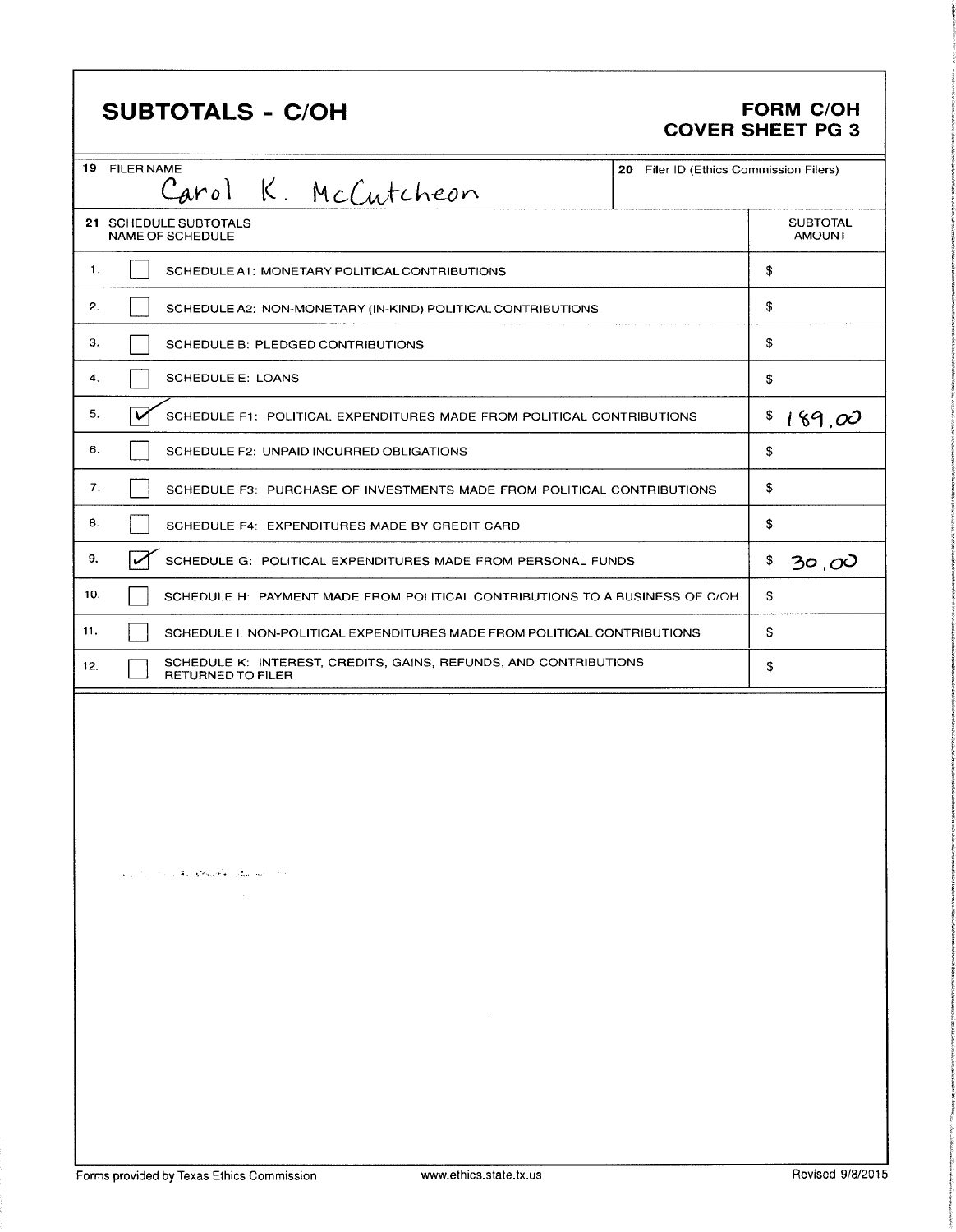# SUBTOTALS - C/OH

## FORM C/OH COVER SHEET PG 3

| 19 FILER NAME | 20 Filer ID (Ethics Commission Filers) |
|---|---|
| Carol K. McCutcheon | |

| 21 SCHEDULE SUBTOTALS | | NAME OF SCHEDULE | SUBTOTAL AMOUNT |
|---|---|---|---|
| 1. | [ ] | SCHEDULE A1: MONETARY POLITICAL CONTRIBUTIONS | $ |
| 2. | [ ] | SCHEDULE A2: NON-MONETARY (IN-KIND) POLITICAL CONTRIBUTIONS | $ |
| 3. | [ ] | SCHEDULE B: PLEDGED CONTRIBUTIONS | $ |
| 4. | [ ] | SCHEDULE E: LOANS | $ |
| 5. | [✓] | SCHEDULE F1: POLITICAL EXPENDITURES MADE FROM POLITICAL CONTRIBUTIONS | $ 189.00 |
| 6. | [ ] | SCHEDULE F2: UNPAID INCURRED OBLIGATIONS | $ |
| 7. | [ ] | SCHEDULE F3: PURCHASE OF INVESTMENTS MADE FROM POLITICAL CONTRIBUTIONS | $ |
| 8. | [ ] | SCHEDULE F4: EXPENDITURES MADE BY CREDIT CARD | $ |
| 9. | [✓] | SCHEDULE G: POLITICAL EXPENDITURES MADE FROM PERSONAL FUNDS | $ 30.00 |
| 10. | [ ] | SCHEDULE H: PAYMENT MADE FROM POLITICAL CONTRIBUTIONS TO A BUSINESS OF C/OH | $ |
| 11. | [ ] | SCHEDULE I: NON-POLITICAL EXPENDITURES MADE FROM POLITICAL CONTRIBUTIONS | $ |
| 12. | [ ] | SCHEDULE K: INTEREST, CREDITS, GAINS, REFUNDS, AND CONTRIBUTIONS RETURNED TO FILER | $ |

Forms provided by Texas Ethics Commission www.ethics.state.tx.us Revised 9/8/2015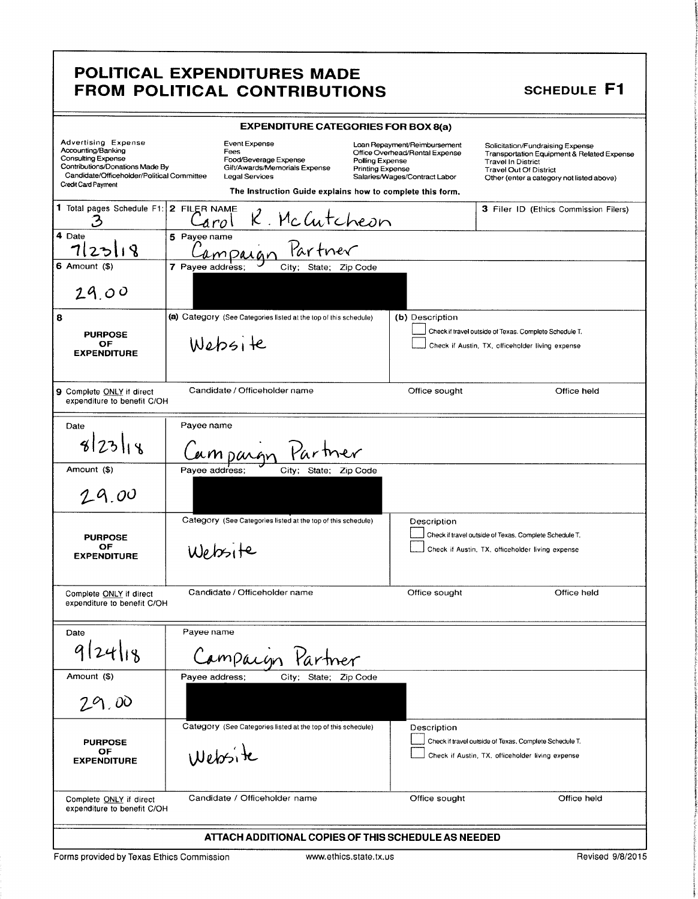# POLITICAL EXPENDITURES MADE FROM POLITICAL CONTRIBUTIONS

**SCHEDULE F1**

### EXPENDITURE CATEGORIES FOR BOX 8(a)

| | | | |
|---|---|---|---|
| Advertising Expense | Event Expense | Loan Repayment/Reimbursement | Solicitation/Fundraising Expense |
| Accounting/Banking | Fees | Office Overhead/Rental Expense | Transportation Equipment & Related Expense |
| Consulting Expense | Food/Beverage Expense | Polling Expense | Travel In District |
| Contributions/Donations Made By Candidate/Officeholder/Political Committee | Gift/Awards/Memorials Expense | Printing Expense | Travel Out Of District |
| Credit Card Payment | Legal Services | Salaries/Wages/Contract Labor | Other (enter a category not listed above) |

The Instruction Guide explains how to complete this form.

| | | |
|---|---|---|
| **1** Total pages Schedule F1: 3 | **2** FILER NAME: Carol R. McCutcheon | **3** Filer ID (Ethics Commission Filers) |
| **4** Date: 7/23/18 | **5** Payee name: Campaign Partner | |
| **6** Amount ($): 29.00 | **7** Payee address; City; State; Zip Code: [REDACTED] | |
| **8** PURPOSE OF EXPENDITURE | (a) Category (See Categories listed at the top of this schedule): Website | (b) Description<br>☐ Check if travel outside of Texas. Complete Schedule T.<br>☐ Check if Austin, TX, officeholder living expense |
| **9** Complete ONLY if direct expenditure to benefit C/OH | Candidate / Officeholder name | Office sought / Office held |

| | | |
|---|---|---|
| Date: 8/23/18 | Payee name: Campaign Partner | |
| Amount ($): 29.00 | Payee address; City; State; Zip Code: [REDACTED] | |
| PURPOSE OF EXPENDITURE | Category (See Categories listed at the top of this schedule): Website | Description<br>☐ Check if travel outside of Texas. Complete Schedule T.<br>☐ Check if Austin, TX, officeholder living expense |
| Complete ONLY if direct expenditure to benefit C/OH | Candidate / Officeholder name | Office sought / Office held |

| | | |
|---|---|---|
| Date: 9/24/18 | Payee name: Campaign Partner | |
| Amount ($): 29.00 | Payee address; City; State; Zip Code: [REDACTED] | |
| PURPOSE OF EXPENDITURE | Category (See Categories listed at the top of this schedule): Website | Description<br>☐ Check if travel outside of Texas. Complete Schedule T.<br>☐ Check if Austin, TX, officeholder living expense |
| Complete ONLY if direct expenditure to benefit C/OH | Candidate / Officeholder name | Office sought / Office held |

**ATTACH ADDITIONAL COPIES OF THIS SCHEDULE AS NEEDED**

Forms provided by Texas Ethics Commission www.ethics.state.tx.us Revised 9/8/2015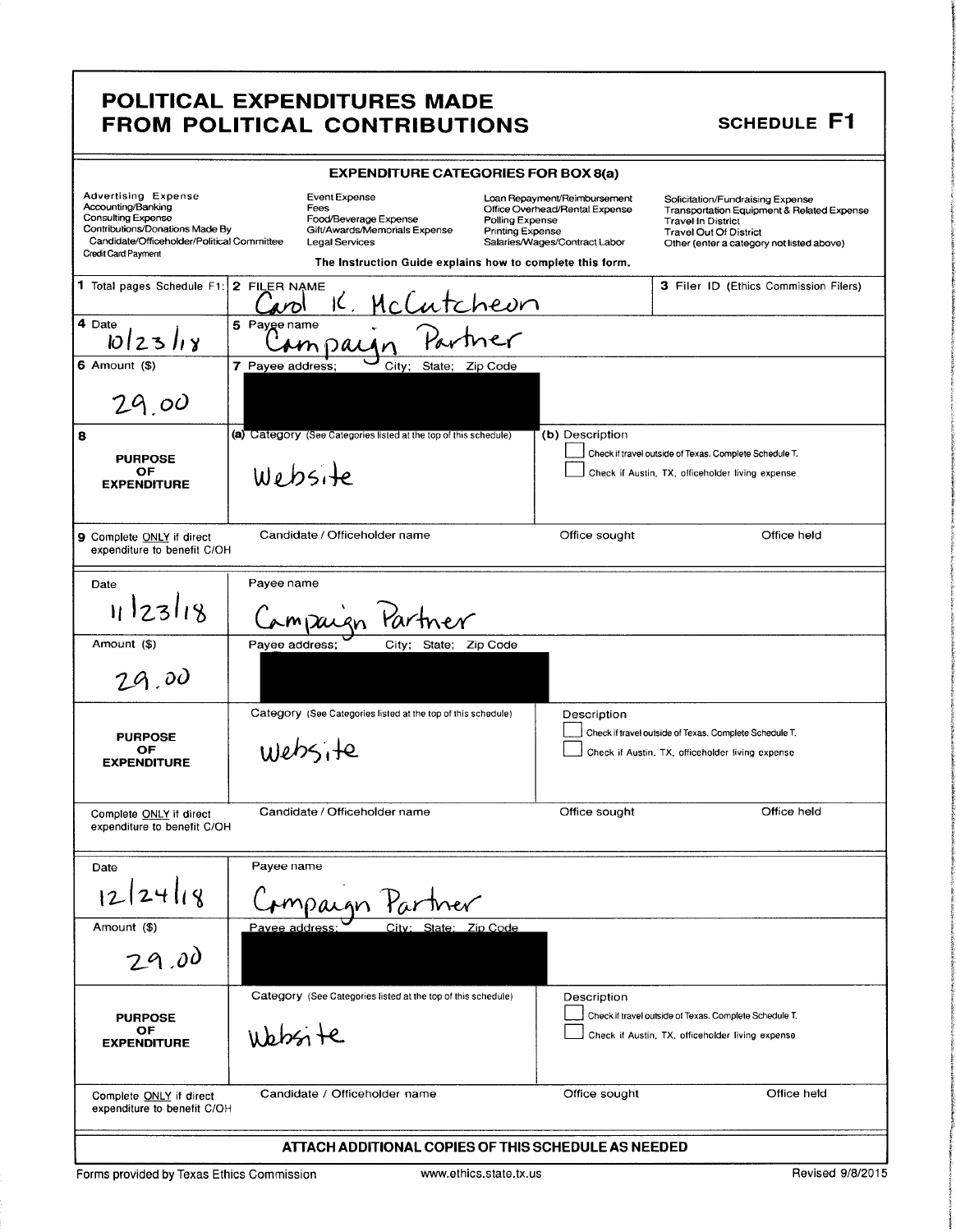# POLITICAL EXPENDITURES MADE FROM POLITICAL CONTRIBUTIONS

## SCHEDULE F1

### EXPENDITURE CATEGORIES FOR BOX 8(a)

| | | | |
|---|---|---|---|
| Advertising Expense | Event Expense | Loan Repayment/Reimbursement | Solicitation/Fundraising Expense |
| Accounting/Banking | Fees | Office Overhead/Rental Expense | Transportation Equipment & Related Expense |
| Consulting Expense | Food/Beverage Expense | Polling Expense | Travel In District |
| Contributions/Donations Made By Candidate/Officeholder/Political Committee | Gift/Awards/Memorials Expense | Printing Expense | Travel Out Of District |
| Credit Card Payment | Legal Services | Salaries/Wages/Contract Labor | Other (enter a category not listed above) |

The Instruction Guide explains how to complete this form.

**1** Total pages Schedule F1:

**2** FILER NAME: Carol K. McCutcheon

**3** Filer ID (Ethics Commission Filers):

---

**4** Date: 10/23/18

**5** Payee name: Campaign Partner

**6** Amount ($): 29.00

**7** Payee address; City; State; Zip Code: [REDACTED]

**8** PURPOSE OF EXPENDITURE

(a) Category (See Categories listed at the top of this schedule): Website

(b) Description:

☐ Check if travel outside of Texas. Complete Schedule T.

☐ Check if Austin, TX, officeholder living expense

**9** Complete ONLY if direct expenditure to benefit C/OH

Candidate / Officeholder name: | Office sought: | Office held:

---

Date: 11/23/18

Payee name: Campaign Partner

Amount ($): 29.00

Payee address; City; State; Zip Code: [REDACTED]

PURPOSE OF EXPENDITURE

Category (See Categories listed at the top of this schedule): Website

Description:

☐ Check if travel outside of Texas. Complete Schedule T.

☐ Check if Austin, TX, officeholder living expense

Complete ONLY if direct expenditure to benefit C/OH

Candidate / Officeholder name: | Office sought: | Office held:

---

Date: 12/24/18

Payee name: Campaign Partner

Amount ($): 29.00

Payee address; City; State; Zip Code: [REDACTED]

PURPOSE OF EXPENDITURE

Category (See Categories listed at the top of this schedule): Website

Description:

☐ Check if travel outside of Texas. Complete Schedule T.

☐ Check if Austin, TX, officeholder living expense

Complete ONLY if direct expenditure to benefit C/OH

Candidate / Officeholder name: | Office sought: | Office held:

---

**ATTACH ADDITIONAL COPIES OF THIS SCHEDULE AS NEEDED**

Forms provided by Texas Ethics Commission — www.ethics.state.tx.us — Revised 9/8/2015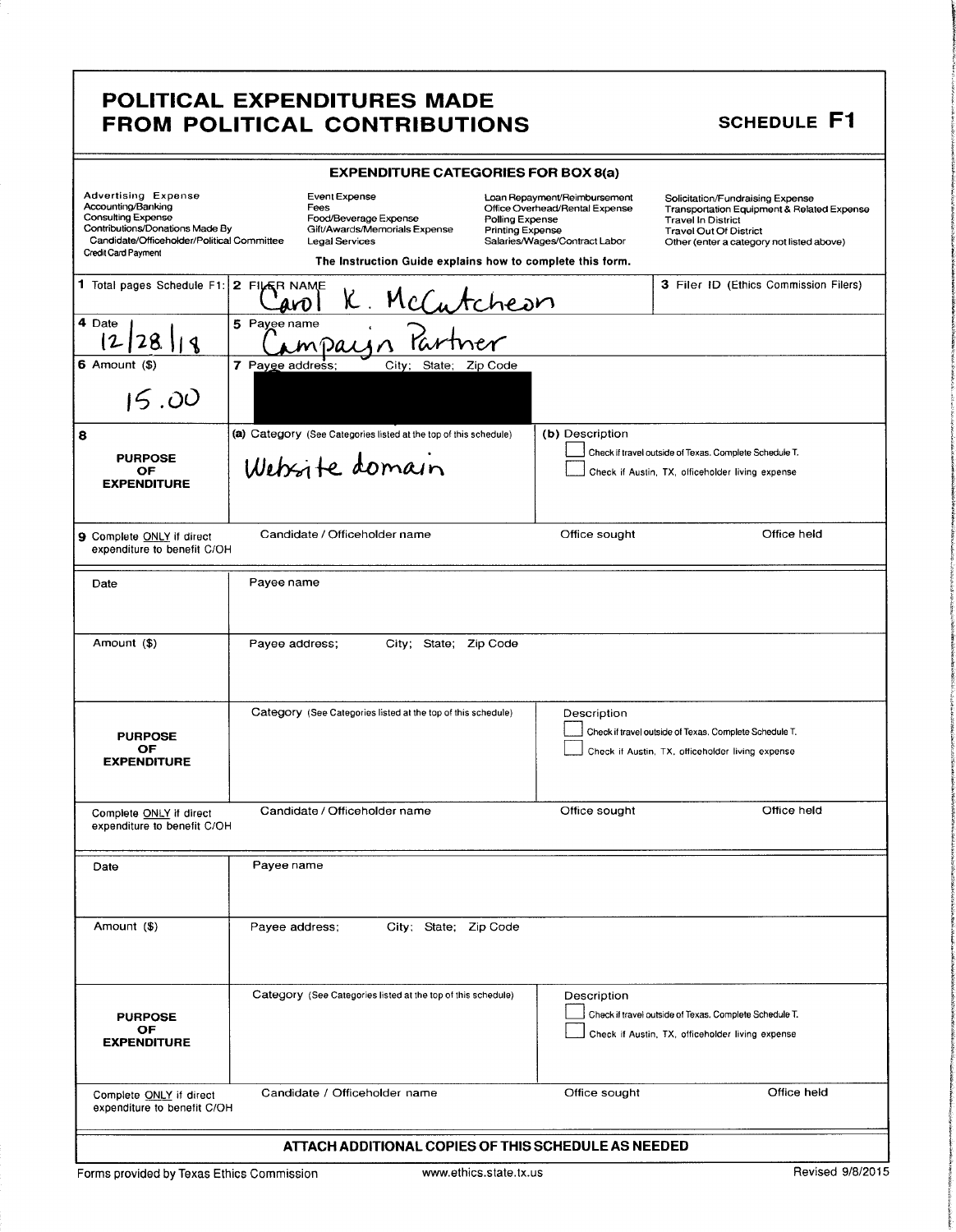# POLITICAL EXPENDITURES MADE FROM POLITICAL CONTRIBUTIONS

**SCHEDULE F1**

### EXPENDITURE CATEGORIES FOR BOX 8(a)

| | | | |
|---|---|---|---|
| Advertising Expense | Event Expense | Loan Repayment/Reimbursement | Solicitation/Fundraising Expense |
| Accounting/Banking | Fees | Office Overhead/Rental Expense | Transportation Equipment & Related Expense |
| Consulting Expense | Food/Beverage Expense | Polling Expense | Travel In District |
| Contributions/Donations Made By Candidate/Officeholder/Political Committee | Gift/Awards/Memorials Expense | Printing Expense | Travel Out Of District |
| Credit Card Payment | Legal Services | Salaries/Wages/Contract Labor | Other (enter a category not listed above) |

**The Instruction Guide explains how to complete this form.**

| | | | |
|---|---|---|---|
| **1** Total pages Schedule F1: | **2** FILER NAME: Carol K. McCutcheon | | **3** Filer ID (Ethics Commission Filers) |
| **4** Date: 12/28/18 | **5** Payee name: Campaign Partner | | |
| **6** Amount ($): 15.00 | **7** Payee address; City; State; Zip Code: [REDACTED] | | |
| **8** PURPOSE OF EXPENDITURE | **(a)** Category (See Categories listed at the top of this schedule): Website domain | **(b)** Description | ☐ Check if travel outside of Texas. Complete Schedule T. ☐ Check if Austin, TX, officeholder living expense |
| **9** Complete ONLY if direct expenditure to benefit C/OH | Candidate / Officeholder name | Office sought | Office held |

| | | | |
|---|---|---|---|
| Date | Payee name | | |
| Amount ($) | Payee address; City; State; Zip Code | | |
| PURPOSE OF EXPENDITURE | Category (See Categories listed at the top of this schedule) | Description | ☐ Check if travel outside of Texas. Complete Schedule T. ☐ Check if Austin, TX, officeholder living expense |
| Complete ONLY if direct expenditure to benefit C/OH | Candidate / Officeholder name | Office sought | Office held |

| | | | |
|---|---|---|---|
| Date | Payee name | | |
| Amount ($) | Payee address; City; State; Zip Code | | |
| PURPOSE OF EXPENDITURE | Category (See Categories listed at the top of this schedule) | Description | ☐ Check if travel outside of Texas. Complete Schedule T. ☐ Check if Austin, TX, officeholder living expense |
| Complete ONLY if direct expenditure to benefit C/OH | Candidate / Officeholder name | Office sought | Office held |

**ATTACH ADDITIONAL COPIES OF THIS SCHEDULE AS NEEDED**

Forms provided by Texas Ethics Commission www.ethics.state.tx.us Revised 9/8/2015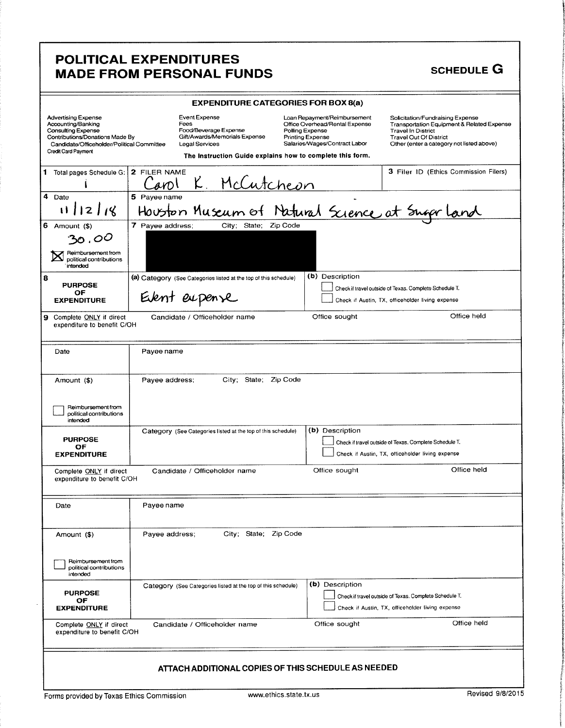# POLITICAL EXPENDITURES MADE FROM PERSONAL FUNDS

## SCHEDULE G

### EXPENDITURE CATEGORIES FOR BOX 8(a)

| | | | |
|---|---|---|---|
| Advertising Expense | Event Expense | Loan Repayment/Reimbursement | Solicitation/Fundraising Expense |
| Accounting/Banking | Fees | Office Overhead/Rental Expense | Transportation Equipment & Related Expense |
| Consulting Expense | Food/Beverage Expense | Polling Expense | Travel In District |
| Contributions/Donations Made By Candidate/Officeholder/Political Committee | Gift/Awards/Memorials Expense | Printing Expense | Travel Out Of District |
| Credit Card Payment | Legal Services | Salaries/Wages/Contract Labor | Other (enter a category not listed above) |

The Instruction Guide explains how to complete this form.

**1** Total pages Schedule G: 1

**2** FILER NAME: Carol K. McCutcheon

**3** Filer ID (Ethics Commission Filers):

**4** Date: 11/12/18

**5** Payee name: Houston Museum of Natural Science at Sugar Land

**6** Amount ($): 30.00

[X] Reimbursement from political contributions intended

**7** Payee address; City; State; Zip Code: [REDACTED]

**8** PURPOSE OF EXPENDITURE

(a) Category (See Categories listed at the top of this schedule): Event expense

(b) Description

[ ] Check if travel outside of Texas. Complete Schedule T.

[ ] Check if Austin, TX, officeholder living expense

**9** Complete ONLY if direct expenditure to benefit C/OH

Candidate / Officeholder name: | Office sought: | Office held:

---

Date:

Payee name:

Amount ($):

[ ] Reimbursement from political contributions intended

Payee address; City; State; Zip Code:

PURPOSE OF EXPENDITURE

Category (See Categories listed at the top of this schedule):

(b) Description

[ ] Check if travel outside of Texas. Complete Schedule T.

[ ] Check if Austin, TX, officeholder living expense

Complete ONLY if direct expenditure to benefit C/OH

Candidate / Officeholder name: | Office sought: | Office held:

---

Date:

Payee name:

Amount ($):

[ ] Reimbursement from political contributions intended

Payee address; City; State; Zip Code:

PURPOSE OF EXPENDITURE

Category (See Categories listed at the top of this schedule):

(b) Description

[ ] Check if travel outside of Texas. Complete Schedule T.

[ ] Check if Austin, TX, officeholder living expense

Complete ONLY if direct expenditure to benefit C/OH

Candidate / Officeholder name: | Office sought: | Office held:

---

**ATTACH ADDITIONAL COPIES OF THIS SCHEDULE AS NEEDED**

Forms provided by Texas Ethics Commission | www.ethics.state.tx.us | Revised 9/8/2015